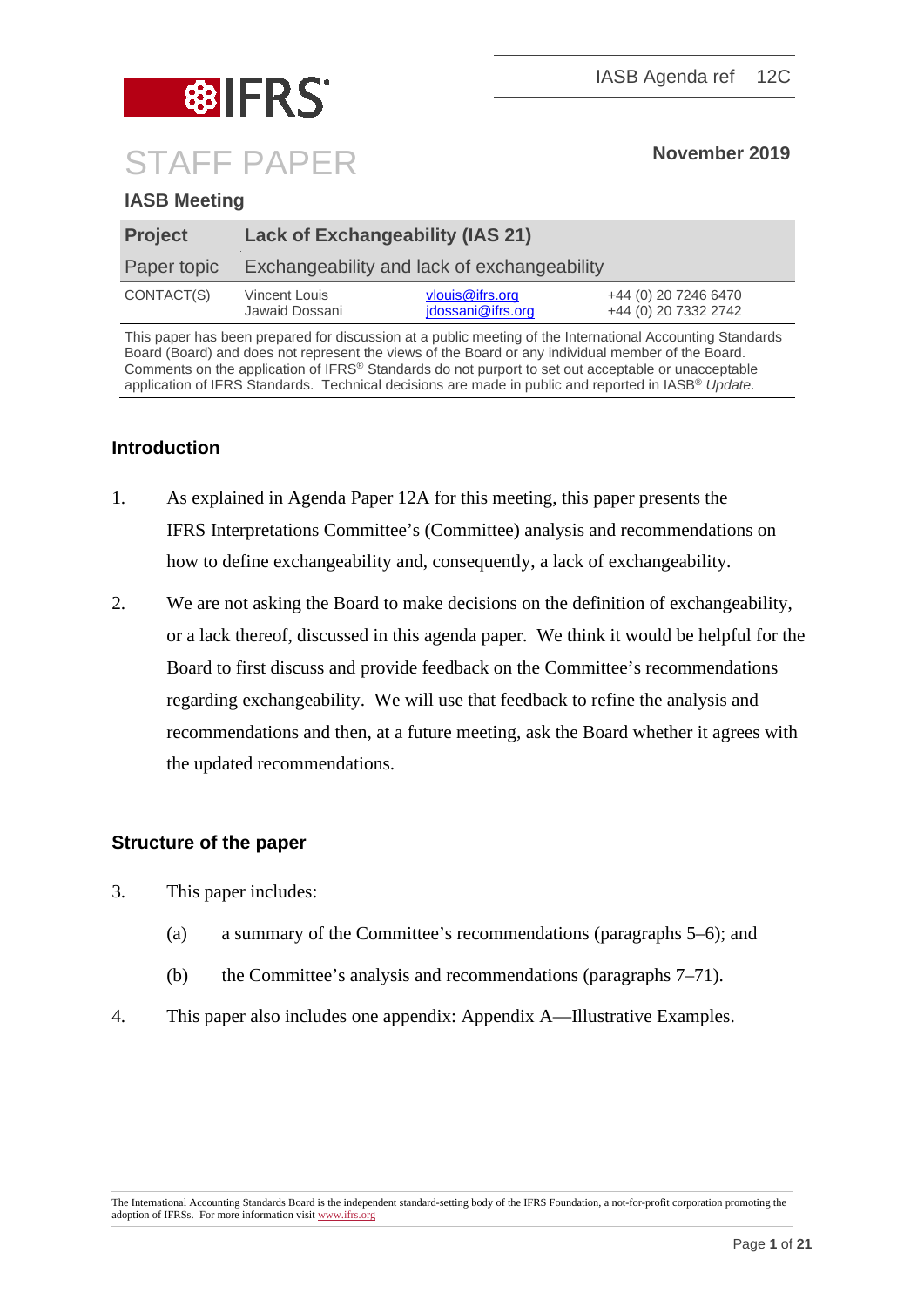IASB Agenda ref 12C

# STAFF PAPER

**November 2019**

## IASB Meeting

| **Project** | **Lack of Exchangeability (IAS 21)** | | |
|---|---|---|---|
| Paper topic | Exchangeability and lack of exchangeability | | |
| CONTACT(S) | Vincent Louis | vlouis@ifrs.org | +44 (0) 20 7246 6470 |
| | Jawaid Dossani | jdossani@ifrs.org | +44 (0) 20 7332 2742 |

This paper has been prepared for discussion at a public meeting of the International Accounting Standards Board (Board) and does not represent the views of the Board or any individual member of the Board. Comments on the application of IFRS® Standards do not purport to set out acceptable or unacceptable application of IFRS Standards. Technical decisions are made in public and reported in IASB® *Update*.

## Introduction

1. As explained in Agenda Paper 12A for this meeting, this paper presents the IFRS Interpretations Committee's (Committee) analysis and recommendations on how to define exchangeability and, consequently, a lack of exchangeability.

2. We are not asking the Board to make decisions on the definition of exchangeability, or a lack thereof, discussed in this agenda paper. We think it would be helpful for the Board to first discuss and provide feedback on the Committee's recommendations regarding exchangeability. We will use that feedback to refine the analysis and recommendations and then, at a future meeting, ask the Board whether it agrees with the updated recommendations.

## Structure of the paper

3. This paper includes:
   - (a) a summary of the Committee's recommendations (paragraphs 5–6); and
   - (b) the Committee's analysis and recommendations (paragraphs 7–71).

4. This paper also includes one appendix: Appendix A—Illustrative Examples.

The International Accounting Standards Board is the independent standard-setting body of the IFRS Foundation, a not-for-profit corporation promoting the adoption of IFRSs. For more information visit www.ifrs.org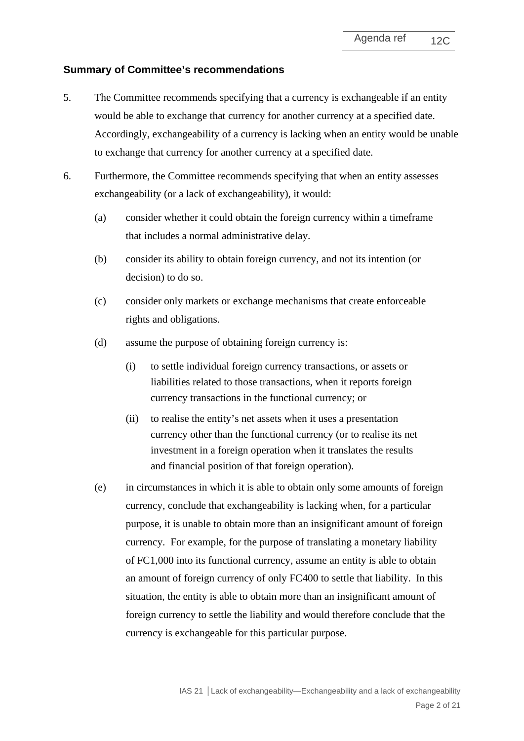## Summary of Committee's recommendations

5. The Committee recommends specifying that a currency is exchangeable if an entity would be able to exchange that currency for another currency at a specified date. Accordingly, exchangeability of a currency is lacking when an entity would be unable to exchange that currency for another currency at a specified date.

6. Furthermore, the Committee recommends specifying that when an entity assesses exchangeability (or a lack of exchangeability), it would:

   (a) consider whether it could obtain the foreign currency within a timeframe that includes a normal administrative delay.

   (b) consider its ability to obtain foreign currency, and not its intention (or decision) to do so.

   (c) consider only markets or exchange mechanisms that create enforceable rights and obligations.

   (d) assume the purpose of obtaining foreign currency is:

      (i) to settle individual foreign currency transactions, or assets or liabilities related to those transactions, when it reports foreign currency transactions in the functional currency; or

      (ii) to realise the entity's net assets when it uses a presentation currency other than the functional currency (or to realise its net investment in a foreign operation when it translates the results and financial position of that foreign operation).

   (e) in circumstances in which it is able to obtain only some amounts of foreign currency, conclude that exchangeability is lacking when, for a particular purpose, it is unable to obtain more than an insignificant amount of foreign currency. For example, for the purpose of translating a monetary liability of FC1,000 into its functional currency, assume an entity is able to obtain an amount of foreign currency of only FC400 to settle that liability. In this situation, the entity is able to obtain more than an insignificant amount of foreign currency to settle the liability and would therefore conclude that the currency is exchangeable for this particular purpose.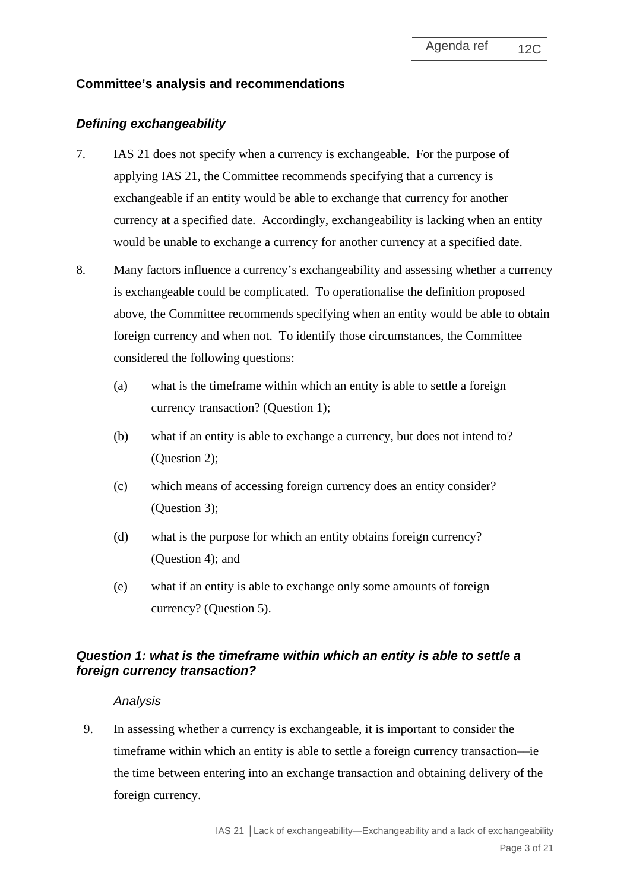## Committee's analysis and recommendations

### *Defining exchangeability*

7. IAS 21 does not specify when a currency is exchangeable. For the purpose of applying IAS 21, the Committee recommends specifying that a currency is exchangeable if an entity would be able to exchange that currency for another currency at a specified date. Accordingly, exchangeability is lacking when an entity would be unable to exchange a currency for another currency at a specified date.

8. Many factors influence a currency's exchangeability and assessing whether a currency is exchangeable could be complicated. To operationalise the definition proposed above, the Committee recommends specifying when an entity would be able to obtain foreign currency and when not. To identify those circumstances, the Committee considered the following questions:

   (a) what is the timeframe within which an entity is able to settle a foreign currency transaction? (Question 1);

   (b) what if an entity is able to exchange a currency, but does not intend to? (Question 2);

   (c) which means of accessing foreign currency does an entity consider? (Question 3);

   (d) what is the purpose for which an entity obtains foreign currency? (Question 4); and

   (e) what if an entity is able to exchange only some amounts of foreign currency? (Question 5).

### *Question 1: what is the timeframe within which an entity is able to settle a foreign currency transaction?*

*Analysis*

9. In assessing whether a currency is exchangeable, it is important to consider the timeframe within which an entity is able to settle a foreign currency transaction—ie the time between entering into an exchange transaction and obtaining delivery of the foreign currency.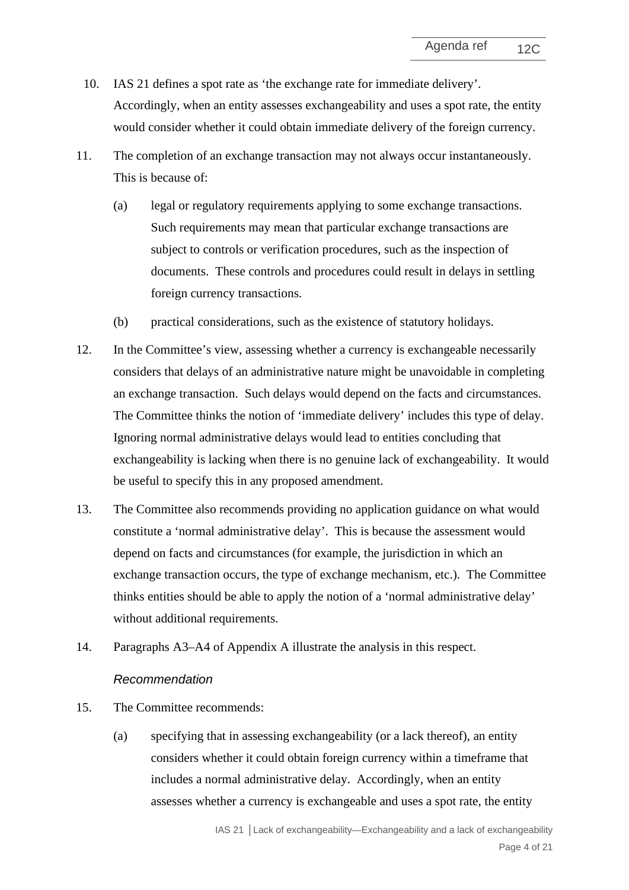10. IAS 21 defines a spot rate as 'the exchange rate for immediate delivery'. Accordingly, when an entity assesses exchangeability and uses a spot rate, the entity would consider whether it could obtain immediate delivery of the foreign currency.

11. The completion of an exchange transaction may not always occur instantaneously. This is because of:

    (a) legal or regulatory requirements applying to some exchange transactions. Such requirements may mean that particular exchange transactions are subject to controls or verification procedures, such as the inspection of documents. These controls and procedures could result in delays in settling foreign currency transactions.

    (b) practical considerations, such as the existence of statutory holidays.

12. In the Committee's view, assessing whether a currency is exchangeable necessarily considers that delays of an administrative nature might be unavoidable in completing an exchange transaction. Such delays would depend on the facts and circumstances. The Committee thinks the notion of 'immediate delivery' includes this type of delay. Ignoring normal administrative delays would lead to entities concluding that exchangeability is lacking when there is no genuine lack of exchangeability. It would be useful to specify this in any proposed amendment.

13. The Committee also recommends providing no application guidance on what would constitute a 'normal administrative delay'. This is because the assessment would depend on facts and circumstances (for example, the jurisdiction in which an exchange transaction occurs, the type of exchange mechanism, etc.). The Committee thinks entities should be able to apply the notion of a 'normal administrative delay' without additional requirements.

14. Paragraphs A3–A4 of Appendix A illustrate the analysis in this respect.

*Recommendation*

15. The Committee recommends:

    (a) specifying that in assessing exchangeability (or a lack thereof), an entity considers whether it could obtain foreign currency within a timeframe that includes a normal administrative delay. Accordingly, when an entity assesses whether a currency is exchangeable and uses a spot rate, the entity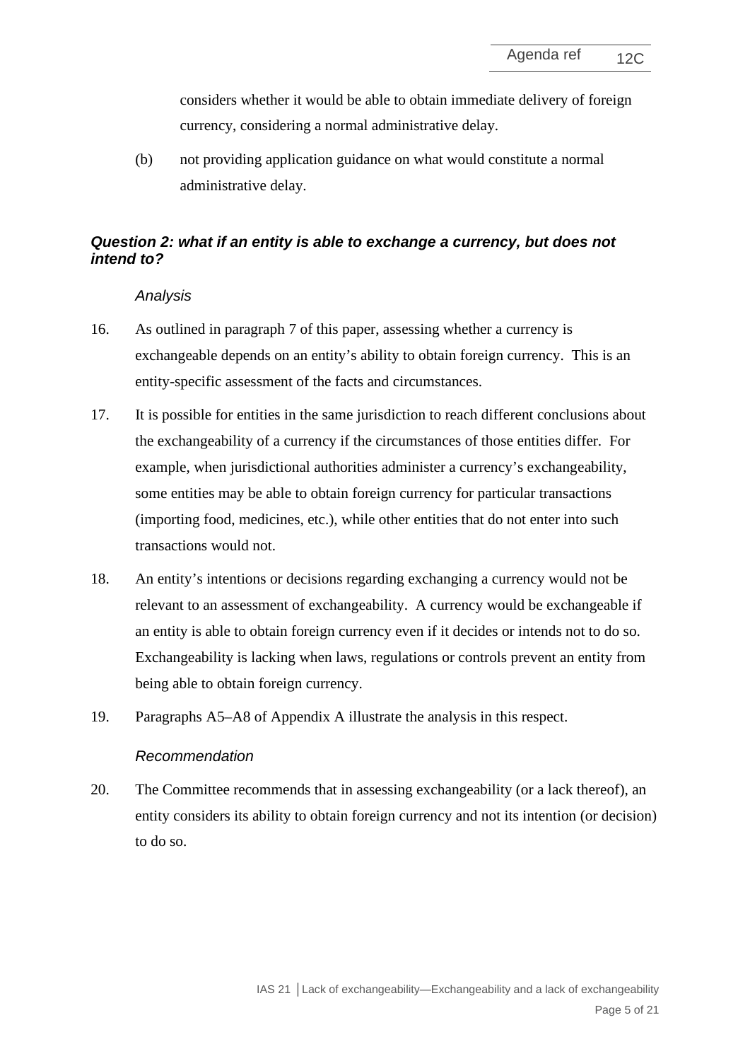considers whether it would be able to obtain immediate delivery of foreign currency, considering a normal administrative delay.

(b) not providing application guidance on what would constitute a normal administrative delay.

### *Question 2: what if an entity is able to exchange a currency, but does not intend to?*

*Analysis*

16. As outlined in paragraph 7 of this paper, assessing whether a currency is exchangeable depends on an entity's ability to obtain foreign currency. This is an entity-specific assessment of the facts and circumstances.

17. It is possible for entities in the same jurisdiction to reach different conclusions about the exchangeability of a currency if the circumstances of those entities differ. For example, when jurisdictional authorities administer a currency's exchangeability, some entities may be able to obtain foreign currency for particular transactions (importing food, medicines, etc.), while other entities that do not enter into such transactions would not.

18. An entity's intentions or decisions regarding exchanging a currency would not be relevant to an assessment of exchangeability. A currency would be exchangeable if an entity is able to obtain foreign currency even if it decides or intends not to do so. Exchangeability is lacking when laws, regulations or controls prevent an entity from being able to obtain foreign currency.

19. Paragraphs A5–A8 of Appendix A illustrate the analysis in this respect.

*Recommendation*

20. The Committee recommends that in assessing exchangeability (or a lack thereof), an entity considers its ability to obtain foreign currency and not its intention (or decision) to do so.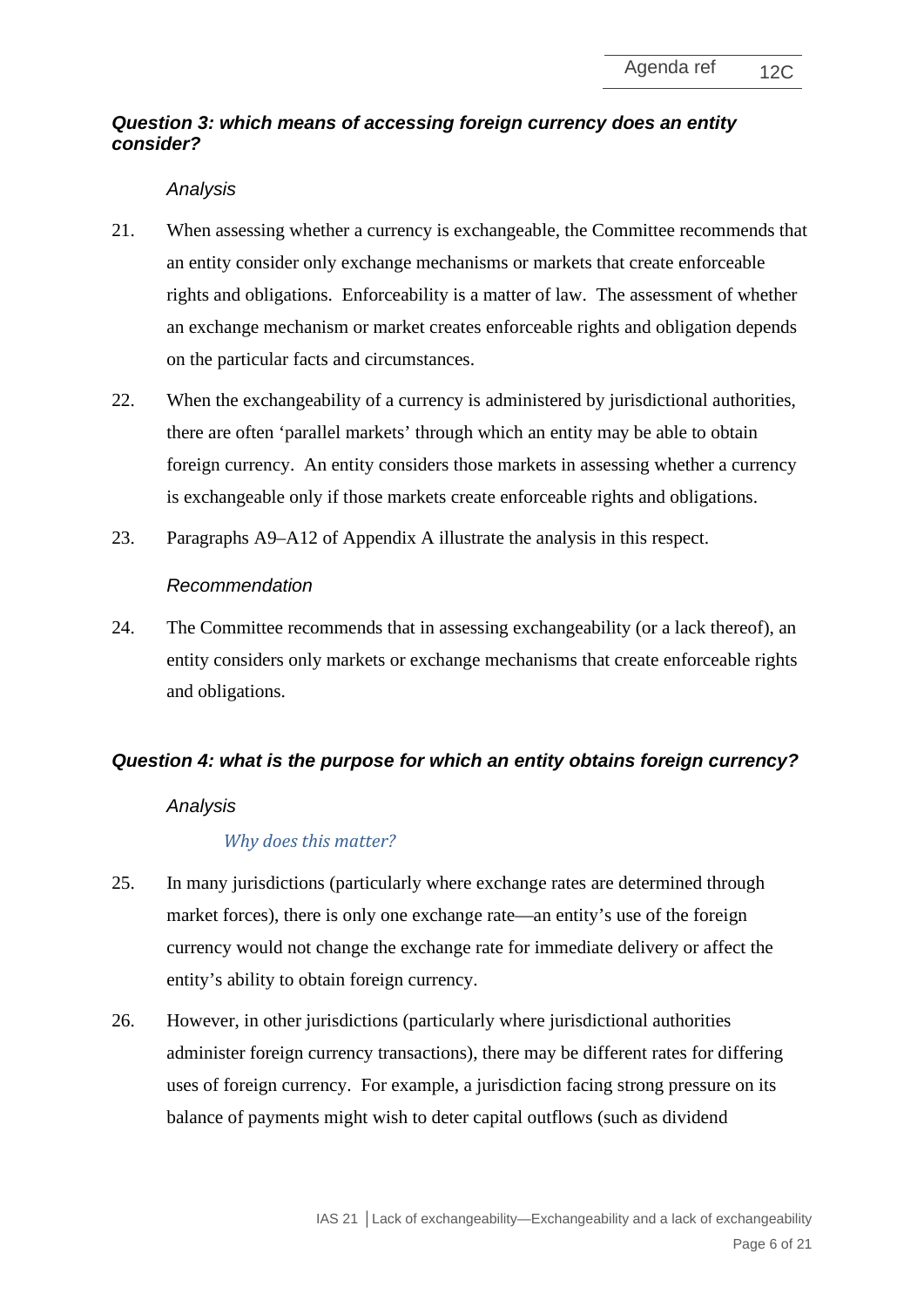### *Question 3: which means of accessing foreign currency does an entity consider?*

*Analysis*

21. When assessing whether a currency is exchangeable, the Committee recommends that an entity consider only exchange mechanisms or markets that create enforceable rights and obligations. Enforceability is a matter of law. The assessment of whether an exchange mechanism or market creates enforceable rights and obligation depends on the particular facts and circumstances.

22. When the exchangeability of a currency is administered by jurisdictional authorities, there are often 'parallel markets' through which an entity may be able to obtain foreign currency. An entity considers those markets in assessing whether a currency is exchangeable only if those markets create enforceable rights and obligations.

23. Paragraphs A9–A12 of Appendix A illustrate the analysis in this respect.

*Recommendation*

24. The Committee recommends that in assessing exchangeability (or a lack thereof), an entity considers only markets or exchange mechanisms that create enforceable rights and obligations.

### *Question 4: what is the purpose for which an entity obtains foreign currency?*

*Analysis*

*Why does this matter?*

25. In many jurisdictions (particularly where exchange rates are determined through market forces), there is only one exchange rate—an entity's use of the foreign currency would not change the exchange rate for immediate delivery or affect the entity's ability to obtain foreign currency.

26. However, in other jurisdictions (particularly where jurisdictional authorities administer foreign currency transactions), there may be different rates for differing uses of foreign currency. For example, a jurisdiction facing strong pressure on its balance of payments might wish to deter capital outflows (such as dividend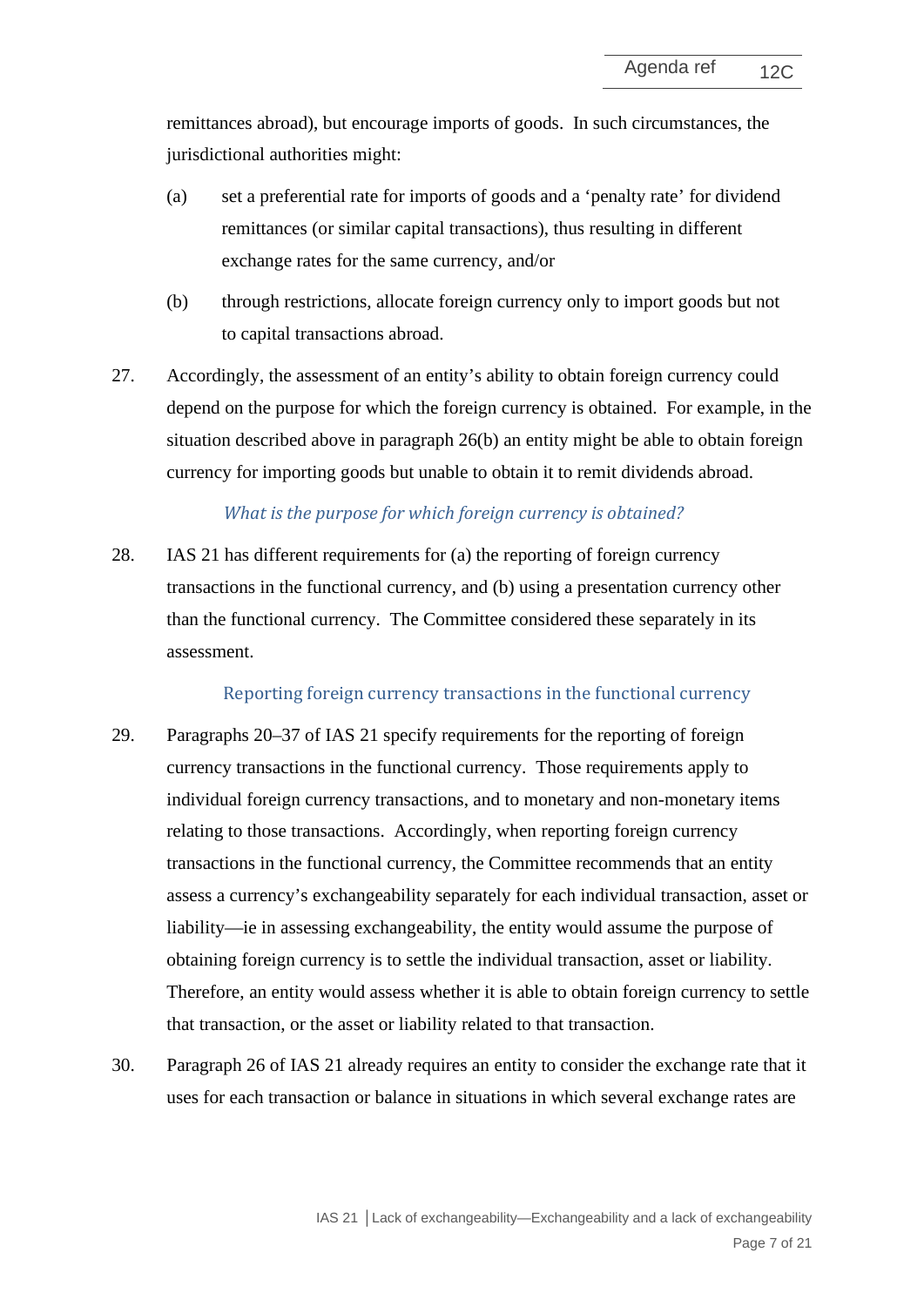remittances abroad), but encourage imports of goods. In such circumstances, the jurisdictional authorities might:

(a) set a preferential rate for imports of goods and a 'penalty rate' for dividend remittances (or similar capital transactions), thus resulting in different exchange rates for the same currency, and/or

(b) through restrictions, allocate foreign currency only to import goods but not to capital transactions abroad.

27. Accordingly, the assessment of an entity's ability to obtain foreign currency could depend on the purpose for which the foreign currency is obtained. For example, in the situation described above in paragraph 26(b) an entity might be able to obtain foreign currency for importing goods but unable to obtain it to remit dividends abroad.

### *What is the purpose for which foreign currency is obtained?*

28. IAS 21 has different requirements for (a) the reporting of foreign currency transactions in the functional currency, and (b) using a presentation currency other than the functional currency. The Committee considered these separately in its assessment.

#### Reporting foreign currency transactions in the functional currency

29. Paragraphs 20–37 of IAS 21 specify requirements for the reporting of foreign currency transactions in the functional currency. Those requirements apply to individual foreign currency transactions, and to monetary and non-monetary items relating to those transactions. Accordingly, when reporting foreign currency transactions in the functional currency, the Committee recommends that an entity assess a currency's exchangeability separately for each individual transaction, asset or liability—ie in assessing exchangeability, the entity would assume the purpose of obtaining foreign currency is to settle the individual transaction, asset or liability. Therefore, an entity would assess whether it is able to obtain foreign currency to settle that transaction, or the asset or liability related to that transaction.

30. Paragraph 26 of IAS 21 already requires an entity to consider the exchange rate that it uses for each transaction or balance in situations in which several exchange rates are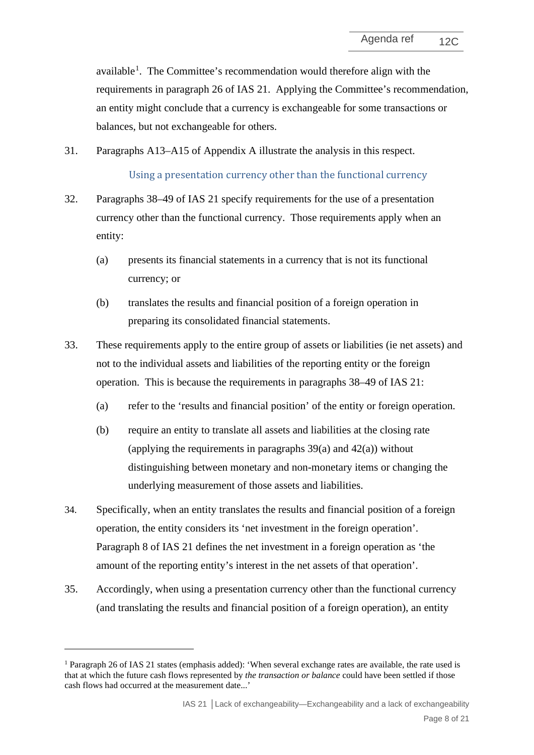available[1]. The Committee's recommendation would therefore align with the requirements in paragraph 26 of IAS 21. Applying the Committee's recommendation, an entity might conclude that a currency is exchangeable for some transactions or balances, but not exchangeable for others.

31. Paragraphs A13–A15 of Appendix A illustrate the analysis in this respect.

### Using a presentation currency other than the functional currency

32. Paragraphs 38–49 of IAS 21 specify requirements for the use of a presentation currency other than the functional currency. Those requirements apply when an entity:

    (a) presents its financial statements in a currency that is not its functional currency; or

    (b) translates the results and financial position of a foreign operation in preparing its consolidated financial statements.

33. These requirements apply to the entire group of assets or liabilities (ie net assets) and not to the individual assets and liabilities of the reporting entity or the foreign operation. This is because the requirements in paragraphs 38–49 of IAS 21:

    (a) refer to the 'results and financial position' of the entity or foreign operation.

    (b) require an entity to translate all assets and liabilities at the closing rate (applying the requirements in paragraphs 39(a) and 42(a)) without distinguishing between monetary and non-monetary items or changing the underlying measurement of those assets and liabilities.

34. Specifically, when an entity translates the results and financial position of a foreign operation, the entity considers its 'net investment in the foreign operation'. Paragraph 8 of IAS 21 defines the net investment in a foreign operation as 'the amount of the reporting entity's interest in the net assets of that operation'.

35. Accordingly, when using a presentation currency other than the functional currency (and translating the results and financial position of a foreign operation), an entity

[1] Paragraph 26 of IAS 21 states (emphasis added): 'When several exchange rates are available, the rate used is that at which the future cash flows represented by *the transaction or balance* could have been settled if those cash flows had occurred at the measurement date...'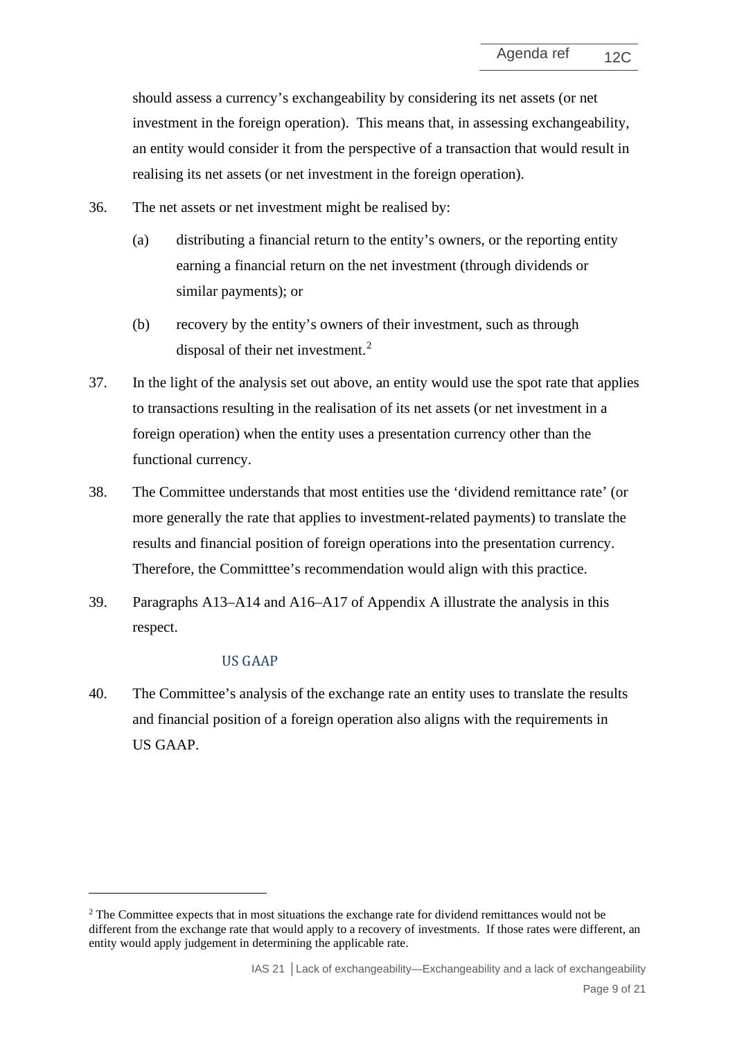should assess a currency's exchangeability by considering its net assets (or net investment in the foreign operation). This means that, in assessing exchangeability, an entity would consider it from the perspective of a transaction that would result in realising its net assets (or net investment in the foreign operation).

36. The net assets or net investment might be realised by:

    (a) distributing a financial return to the entity's owners, or the reporting entity earning a financial return on the net investment (through dividends or similar payments); or

    (b) recovery by the entity's owners of their investment, such as through disposal of their net investment.[2]

37. In the light of the analysis set out above, an entity would use the spot rate that applies to transactions resulting in the realisation of its net assets (or net investment in a foreign operation) when the entity uses a presentation currency other than the functional currency.

38. The Committee understands that most entities use the 'dividend remittance rate' (or more generally the rate that applies to investment-related payments) to translate the results and financial position of foreign operations into the presentation currency. Therefore, the Committtee's recommendation would align with this practice.

39. Paragraphs A13–A14 and A16–A17 of Appendix A illustrate the analysis in this respect.

### US GAAP

40. The Committee's analysis of the exchange rate an entity uses to translate the results and financial position of a foreign operation also aligns with the requirements in US GAAP.

---

[2] The Committee expects that in most situations the exchange rate for dividend remittances would not be different from the exchange rate that would apply to a recovery of investments. If those rates were different, an entity would apply judgement in determining the applicable rate.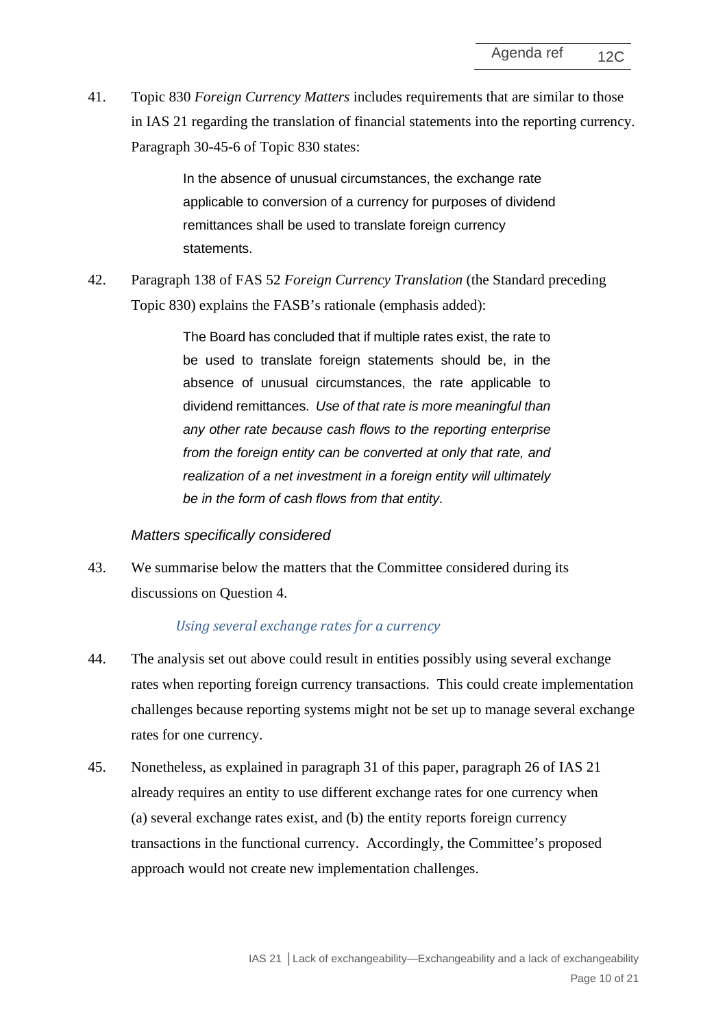41. Topic 830 *Foreign Currency Matters* includes requirements that are similar to those in IAS 21 regarding the translation of financial statements into the reporting currency. Paragraph 30-45-6 of Topic 830 states:

> In the absence of unusual circumstances, the exchange rate applicable to conversion of a currency for purposes of dividend remittances shall be used to translate foreign currency statements.

42. Paragraph 138 of FAS 52 *Foreign Currency Translation* (the Standard preceding Topic 830) explains the FASB's rationale (emphasis added):

> The Board has concluded that if multiple rates exist, the rate to be used to translate foreign statements should be, in the absence of unusual circumstances, the rate applicable to dividend remittances. *Use of that rate is more meaningful than any other rate because cash flows to the reporting enterprise from the foreign entity can be converted at only that rate, and realization of a net investment in a foreign entity will ultimately be in the form of cash flows from that entity*.

### *Matters specifically considered*

43. We summarise below the matters that the Committee considered during its discussions on Question 4.

#### *Using several exchange rates for a currency*

44. The analysis set out above could result in entities possibly using several exchange rates when reporting foreign currency transactions. This could create implementation challenges because reporting systems might not be set up to manage several exchange rates for one currency.

45. Nonetheless, as explained in paragraph 31 of this paper, paragraph 26 of IAS 21 already requires an entity to use different exchange rates for one currency when (a) several exchange rates exist, and (b) the entity reports foreign currency transactions in the functional currency. Accordingly, the Committee's proposed approach would not create new implementation challenges.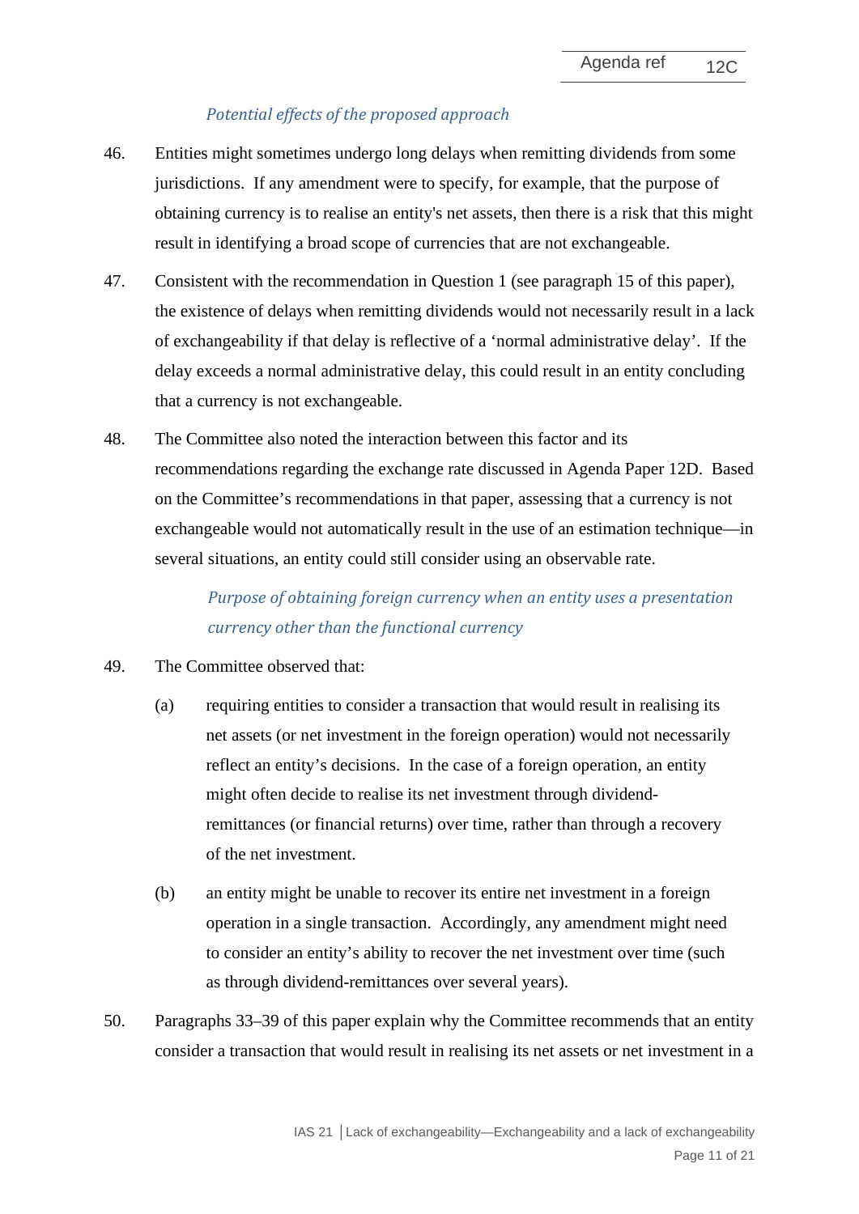*Potential effects of the proposed approach*

46. Entities might sometimes undergo long delays when remitting dividends from some jurisdictions. If any amendment were to specify, for example, that the purpose of obtaining currency is to realise an entity's net assets, then there is a risk that this might result in identifying a broad scope of currencies that are not exchangeable.

47. Consistent with the recommendation in Question 1 (see paragraph 15 of this paper), the existence of delays when remitting dividends would not necessarily result in a lack of exchangeability if that delay is reflective of a 'normal administrative delay'. If the delay exceeds a normal administrative delay, this could result in an entity concluding that a currency is not exchangeable.

48. The Committee also noted the interaction between this factor and its recommendations regarding the exchange rate discussed in Agenda Paper 12D. Based on the Committee's recommendations in that paper, assessing that a currency is not exchangeable would not automatically result in the use of an estimation technique—in several situations, an entity could still consider using an observable rate.

*Purpose of obtaining foreign currency when an entity uses a presentation currency other than the functional currency*

49. The Committee observed that:

    (a) requiring entities to consider a transaction that would result in realising its net assets (or net investment in the foreign operation) would not necessarily reflect an entity's decisions. In the case of a foreign operation, an entity might often decide to realise its net investment through dividend-remittances (or financial returns) over time, rather than through a recovery of the net investment.

    (b) an entity might be unable to recover its entire net investment in a foreign operation in a single transaction. Accordingly, any amendment might need to consider an entity's ability to recover the net investment over time (such as through dividend-remittances over several years).

50. Paragraphs 33–39 of this paper explain why the Committee recommends that an entity consider a transaction that would result in realising its net assets or net investment in a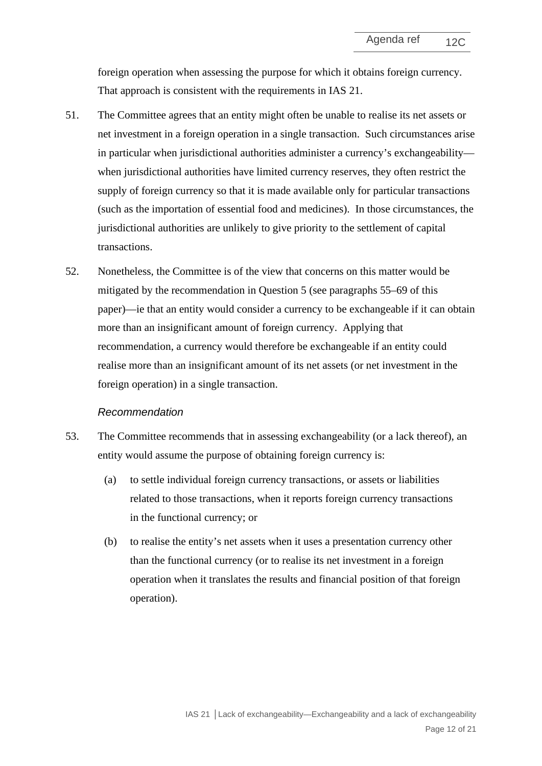foreign operation when assessing the purpose for which it obtains foreign currency. That approach is consistent with the requirements in IAS 21.

51. The Committee agrees that an entity might often be unable to realise its net assets or net investment in a foreign operation in a single transaction. Such circumstances arise in particular when jurisdictional authorities administer a currency's exchangeability—when jurisdictional authorities have limited currency reserves, they often restrict the supply of foreign currency so that it is made available only for particular transactions (such as the importation of essential food and medicines). In those circumstances, the jurisdictional authorities are unlikely to give priority to the settlement of capital transactions.

52. Nonetheless, the Committee is of the view that concerns on this matter would be mitigated by the recommendation in Question 5 (see paragraphs 55–69 of this paper)—ie that an entity would consider a currency to be exchangeable if it can obtain more than an insignificant amount of foreign currency. Applying that recommendation, a currency would therefore be exchangeable if an entity could realise more than an insignificant amount of its net assets (or net investment in the foreign operation) in a single transaction.

*Recommendation*

53. The Committee recommends that in assessing exchangeability (or a lack thereof), an entity would assume the purpose of obtaining foreign currency is:

    (a) to settle individual foreign currency transactions, or assets or liabilities related to those transactions, when it reports foreign currency transactions in the functional currency; or

    (b) to realise the entity's net assets when it uses a presentation currency other than the functional currency (or to realise its net investment in a foreign operation when it translates the results and financial position of that foreign operation).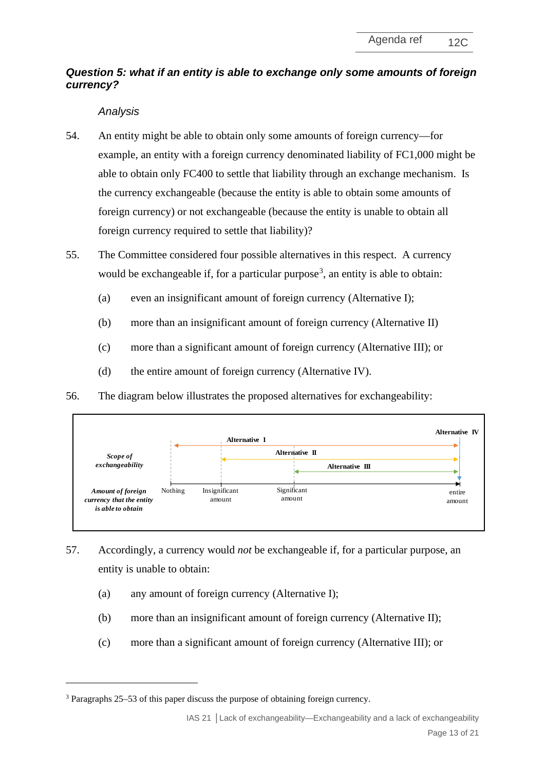### *Question 5: what if an entity is able to exchange only some amounts of foreign currency?*

*Analysis*

54. An entity might be able to obtain only some amounts of foreign currency—for example, an entity with a foreign currency denominated liability of FC1,000 might be able to obtain only FC400 to settle that liability through an exchange mechanism. Is the currency exchangeable (because the entity is able to obtain some amounts of foreign currency) or not exchangeable (because the entity is unable to obtain all foreign currency required to settle that liability)?

55. The Committee considered four possible alternatives in this respect. A currency would be exchangeable if, for a particular purpose[3], an entity is able to obtain:

    (a) even an insignificant amount of foreign currency (Alternative I);

    (b) more than an insignificant amount of foreign currency (Alternative II)

    (c) more than a significant amount of foreign currency (Alternative III); or

    (d) the entire amount of foreign currency (Alternative IV).

56. The diagram below illustrates the proposed alternatives for exchangeability:

*Scope of exchangeability*: **Alternative I** (from Nothing to entire amount); **Alternative II** (from Insignificant amount to entire amount); **Alternative III** (from Significant amount to entire amount); **Alternative IV** (entire amount)

*Amount of foreign currency that the entity is able to obtain*: Nothing — Insignificant amount — Significant amount — entire amount

57. Accordingly, a currency would *not* be exchangeable if, for a particular purpose, an entity is unable to obtain:

    (a) any amount of foreign currency (Alternative I);

    (b) more than an insignificant amount of foreign currency (Alternative II);

    (c) more than a significant amount of foreign currency (Alternative III); or

[3] Paragraphs 25–53 of this paper discuss the purpose of obtaining foreign currency.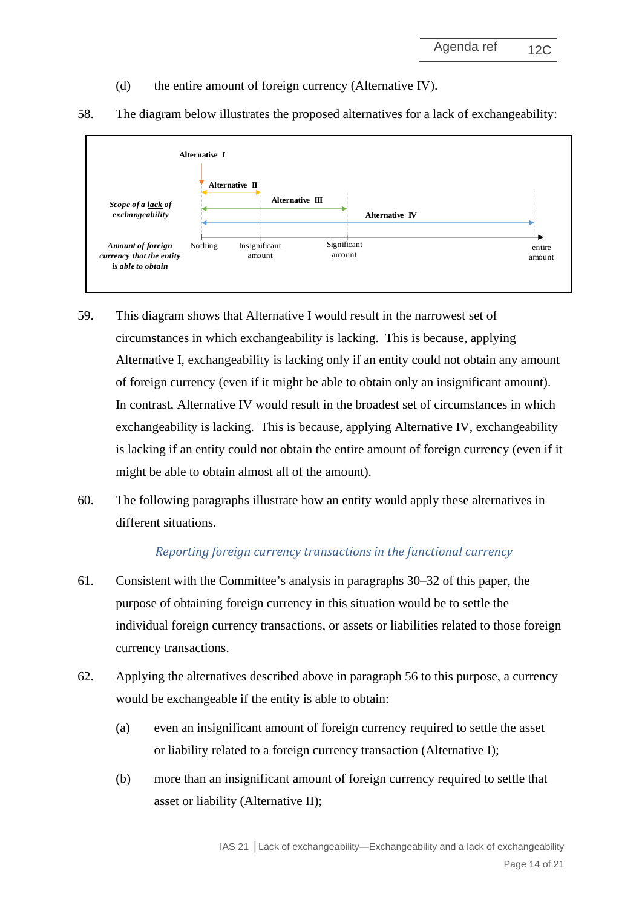(d) the entire amount of foreign currency (Alternative IV).

58. The diagram below illustrates the proposed alternatives for a lack of exchangeability:

Alternative I

Alternative II

Alternative III

Alternative IV

*Scope of a lack of exchangeability*

*Amount of foreign currency that the entity is able to obtain*

Nothing — Insignificant amount — Significant amount — entire amount

59. This diagram shows that Alternative I would result in the narrowest set of circumstances in which exchangeability is lacking. This is because, applying Alternative I, exchangeability is lacking only if an entity could not obtain any amount of foreign currency (even if it might be able to obtain only an insignificant amount). In contrast, Alternative IV would result in the broadest set of circumstances in which exchangeability is lacking. This is because, applying Alternative IV, exchangeability is lacking if an entity could not obtain the entire amount of foreign currency (even if it might be able to obtain almost all of the amount).

60. The following paragraphs illustrate how an entity would apply these alternatives in different situations.

*Reporting foreign currency transactions in the functional currency*

61. Consistent with the Committee's analysis in paragraphs 30–32 of this paper, the purpose of obtaining foreign currency in this situation would be to settle the individual foreign currency transactions, or assets or liabilities related to those foreign currency transactions.

62. Applying the alternatives described above in paragraph 56 to this purpose, a currency would be exchangeable if the entity is able to obtain:

(a) even an insignificant amount of foreign currency required to settle the asset or liability related to a foreign currency transaction (Alternative I);

(b) more than an insignificant amount of foreign currency required to settle that asset or liability (Alternative II);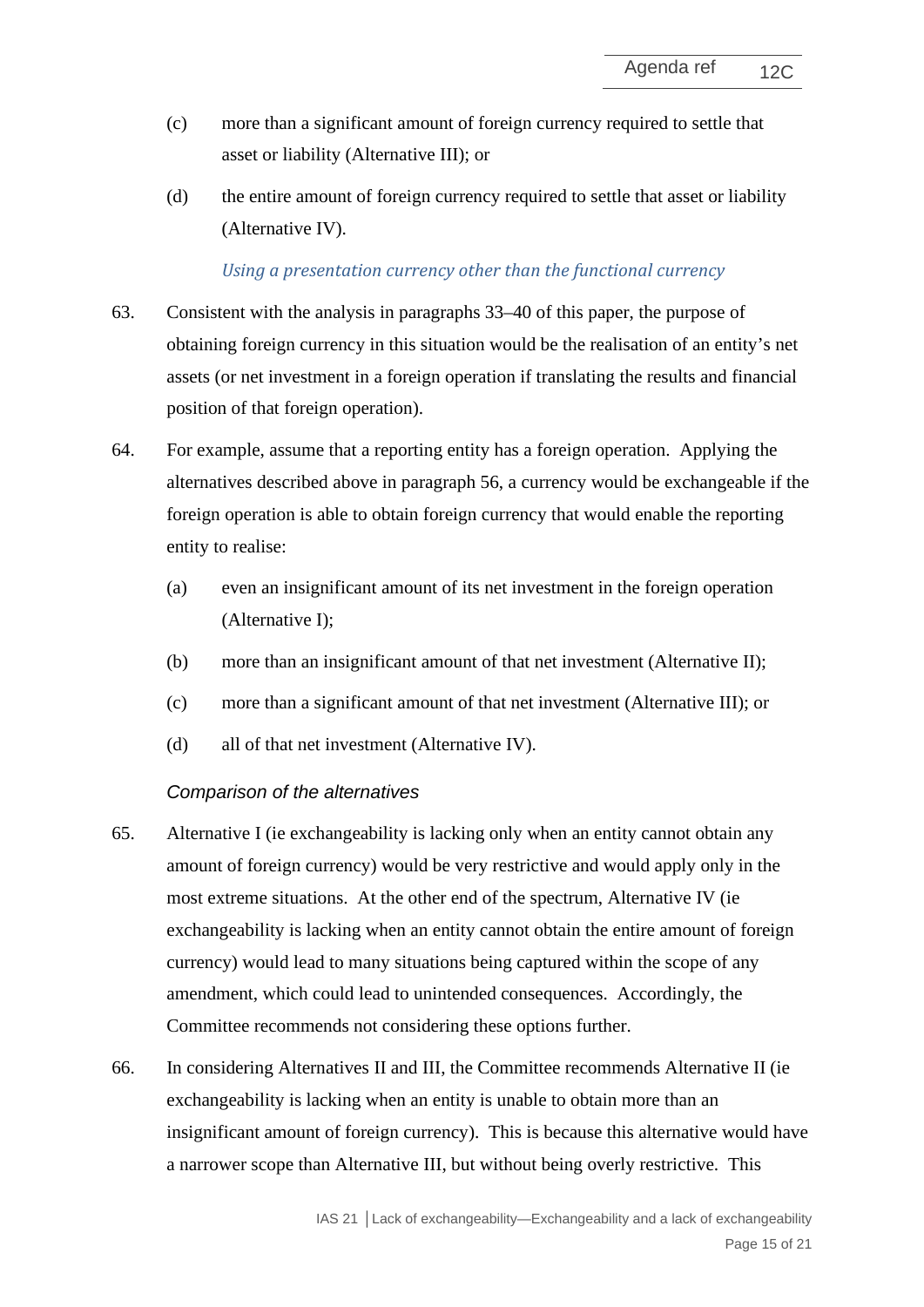(c) more than a significant amount of foreign currency required to settle that asset or liability (Alternative III); or

(d) the entire amount of foreign currency required to settle that asset or liability (Alternative IV).

*Using a presentation currency other than the functional currency*

63. Consistent with the analysis in paragraphs 33–40 of this paper, the purpose of obtaining foreign currency in this situation would be the realisation of an entity's net assets (or net investment in a foreign operation if translating the results and financial position of that foreign operation).

64. For example, assume that a reporting entity has a foreign operation. Applying the alternatives described above in paragraph 56, a currency would be exchangeable if the foreign operation is able to obtain foreign currency that would enable the reporting entity to realise:

    (a) even an insignificant amount of its net investment in the foreign operation (Alternative I);

    (b) more than an insignificant amount of that net investment (Alternative II);

    (c) more than a significant amount of that net investment (Alternative III); or

    (d) all of that net investment (Alternative IV).

*Comparison of the alternatives*

65. Alternative I (ie exchangeability is lacking only when an entity cannot obtain any amount of foreign currency) would be very restrictive and would apply only in the most extreme situations. At the other end of the spectrum, Alternative IV (ie exchangeability is lacking when an entity cannot obtain the entire amount of foreign currency) would lead to many situations being captured within the scope of any amendment, which could lead to unintended consequences. Accordingly, the Committee recommends not considering these options further.

66. In considering Alternatives II and III, the Committee recommends Alternative II (ie exchangeability is lacking when an entity is unable to obtain more than an insignificant amount of foreign currency). This is because this alternative would have a narrower scope than Alternative III, but without being overly restrictive. This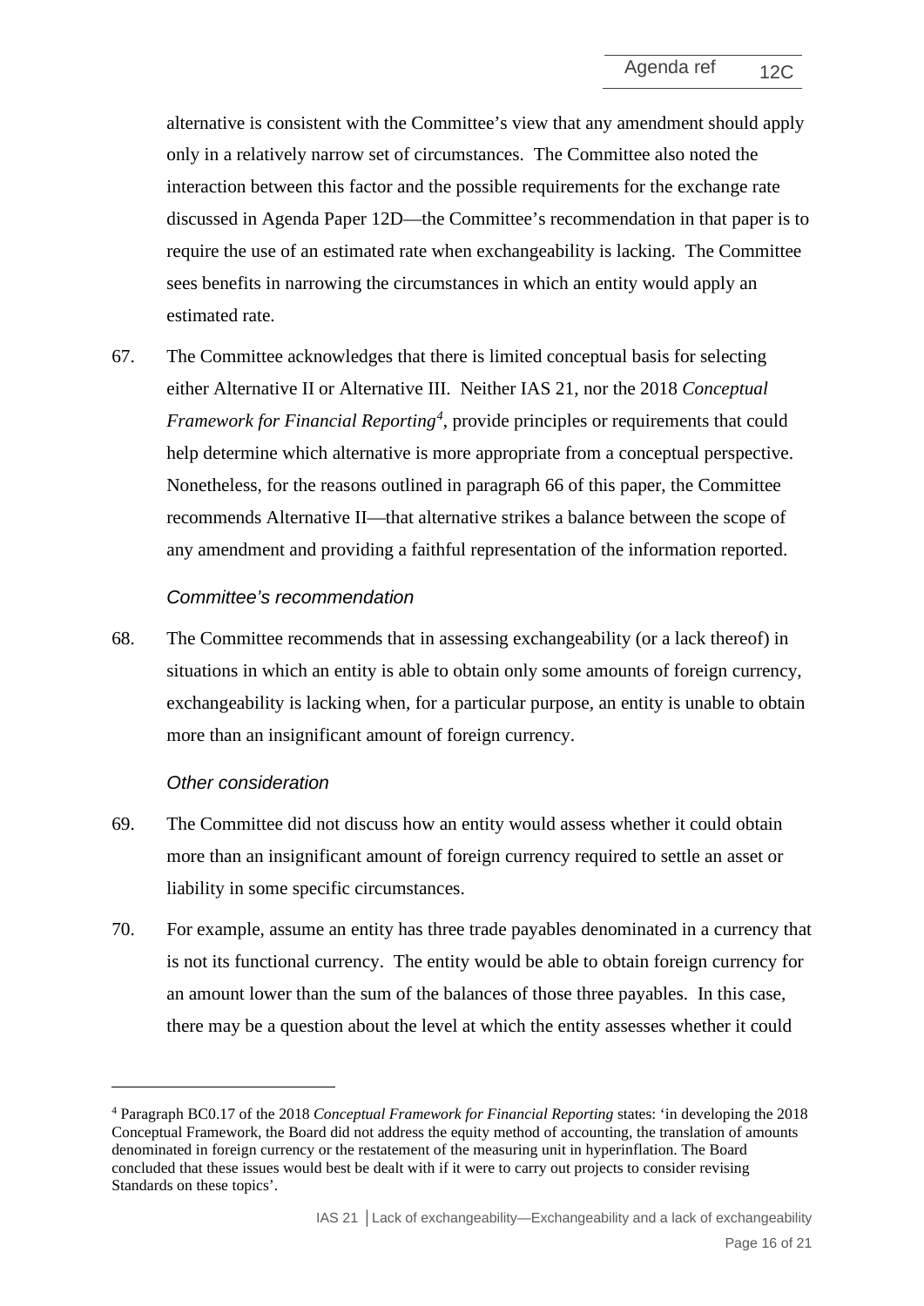alternative is consistent with the Committee's view that any amendment should apply only in a relatively narrow set of circumstances. The Committee also noted the interaction between this factor and the possible requirements for the exchange rate discussed in Agenda Paper 12D—the Committee's recommendation in that paper is to require the use of an estimated rate when exchangeability is lacking. The Committee sees benefits in narrowing the circumstances in which an entity would apply an estimated rate.

67. The Committee acknowledges that there is limited conceptual basis for selecting either Alternative II or Alternative III. Neither IAS 21, nor the 2018 *Conceptual Framework for Financial Reporting*[4], provide principles or requirements that could help determine which alternative is more appropriate from a conceptual perspective. Nonetheless, for the reasons outlined in paragraph 66 of this paper, the Committee recommends Alternative II—that alternative strikes a balance between the scope of any amendment and providing a faithful representation of the information reported.

### *Committee's recommendation*

68. The Committee recommends that in assessing exchangeability (or a lack thereof) in situations in which an entity is able to obtain only some amounts of foreign currency, exchangeability is lacking when, for a particular purpose, an entity is unable to obtain more than an insignificant amount of foreign currency.

### *Other consideration*

69. The Committee did not discuss how an entity would assess whether it could obtain more than an insignificant amount of foreign currency required to settle an asset or liability in some specific circumstances.

70. For example, assume an entity has three trade payables denominated in a currency that is not its functional currency. The entity would be able to obtain foreign currency for an amount lower than the sum of the balances of those three payables. In this case, there may be a question about the level at which the entity assesses whether it could

---

[4] Paragraph BC0.17 of the 2018 *Conceptual Framework for Financial Reporting* states: 'in developing the 2018 Conceptual Framework, the Board did not address the equity method of accounting, the translation of amounts denominated in foreign currency or the restatement of the measuring unit in hyperinflation. The Board concluded that these issues would best be dealt with if it were to carry out projects to consider revising Standards on these topics'.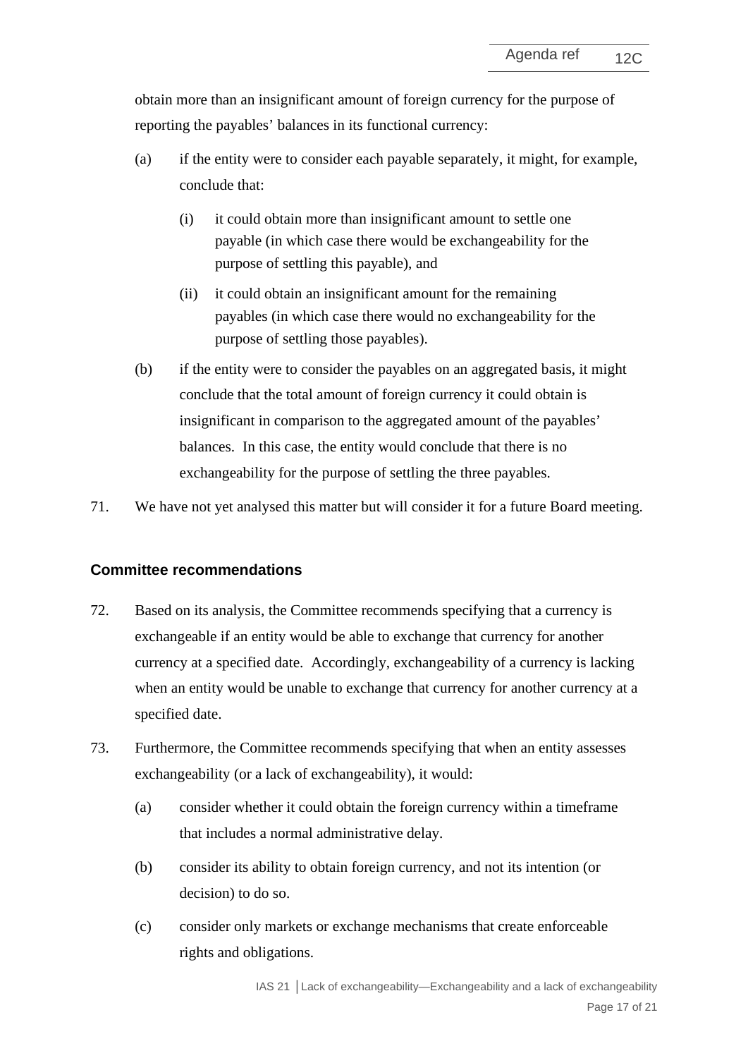obtain more than an insignificant amount of foreign currency for the purpose of reporting the payables' balances in its functional currency:

(a) if the entity were to consider each payable separately, it might, for example, conclude that:

   (i) it could obtain more than insignificant amount to settle one payable (in which case there would be exchangeability for the purpose of settling this payable), and

   (ii) it could obtain an insignificant amount for the remaining payables (in which case there would no exchangeability for the purpose of settling those payables).

(b) if the entity were to consider the payables on an aggregated basis, it might conclude that the total amount of foreign currency it could obtain is insignificant in comparison to the aggregated amount of the payables' balances. In this case, the entity would conclude that there is no exchangeability for the purpose of settling the three payables.

71. We have not yet analysed this matter but will consider it for a future Board meeting.

## Committee recommendations

72. Based on its analysis, the Committee recommends specifying that a currency is exchangeable if an entity would be able to exchange that currency for another currency at a specified date. Accordingly, exchangeability of a currency is lacking when an entity would be unable to exchange that currency for another currency at a specified date.

73. Furthermore, the Committee recommends specifying that when an entity assesses exchangeability (or a lack of exchangeability), it would:

(a) consider whether it could obtain the foreign currency within a timeframe that includes a normal administrative delay.

(b) consider its ability to obtain foreign currency, and not its intention (or decision) to do so.

(c) consider only markets or exchange mechanisms that create enforceable rights and obligations.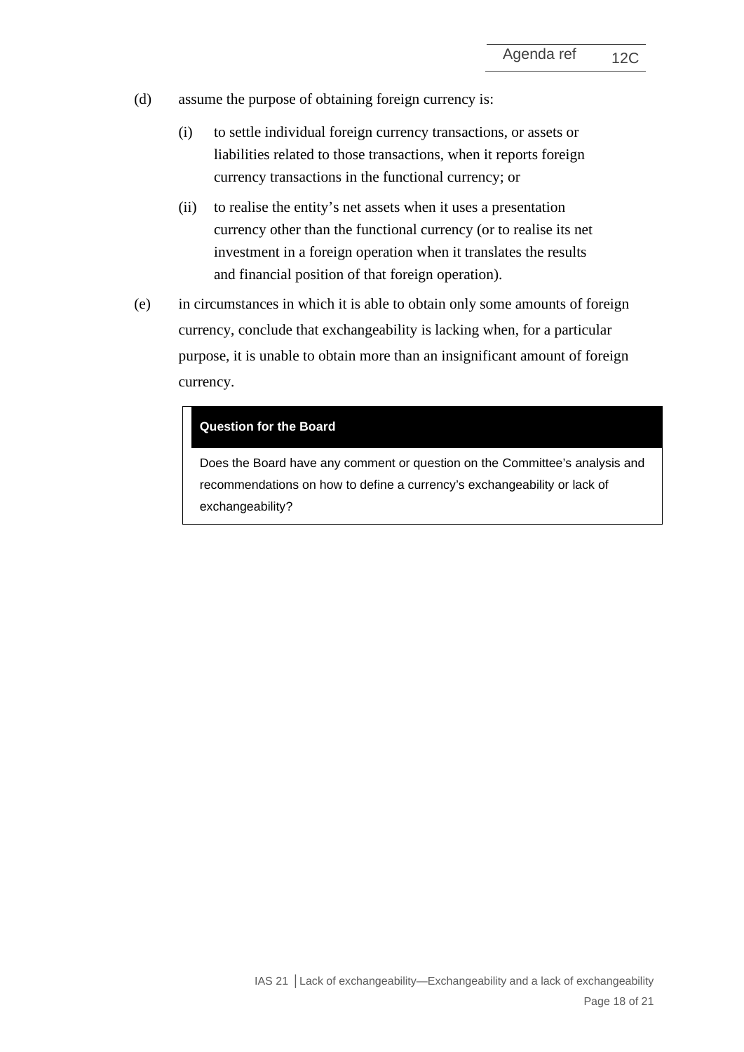(d) assume the purpose of obtaining foreign currency is:

   (i) to settle individual foreign currency transactions, or assets or liabilities related to those transactions, when it reports foreign currency transactions in the functional currency; or

   (ii) to realise the entity's net assets when it uses a presentation currency other than the functional currency (or to realise its net investment in a foreign operation when it translates the results and financial position of that foreign operation).

(e) in circumstances in which it is able to obtain only some amounts of foreign currency, conclude that exchangeability is lacking when, for a particular purpose, it is unable to obtain more than an insignificant amount of foreign currency.

**Question for the Board**

Does the Board have any comment or question on the Committee's analysis and recommendations on how to define a currency's exchangeability or lack of exchangeability?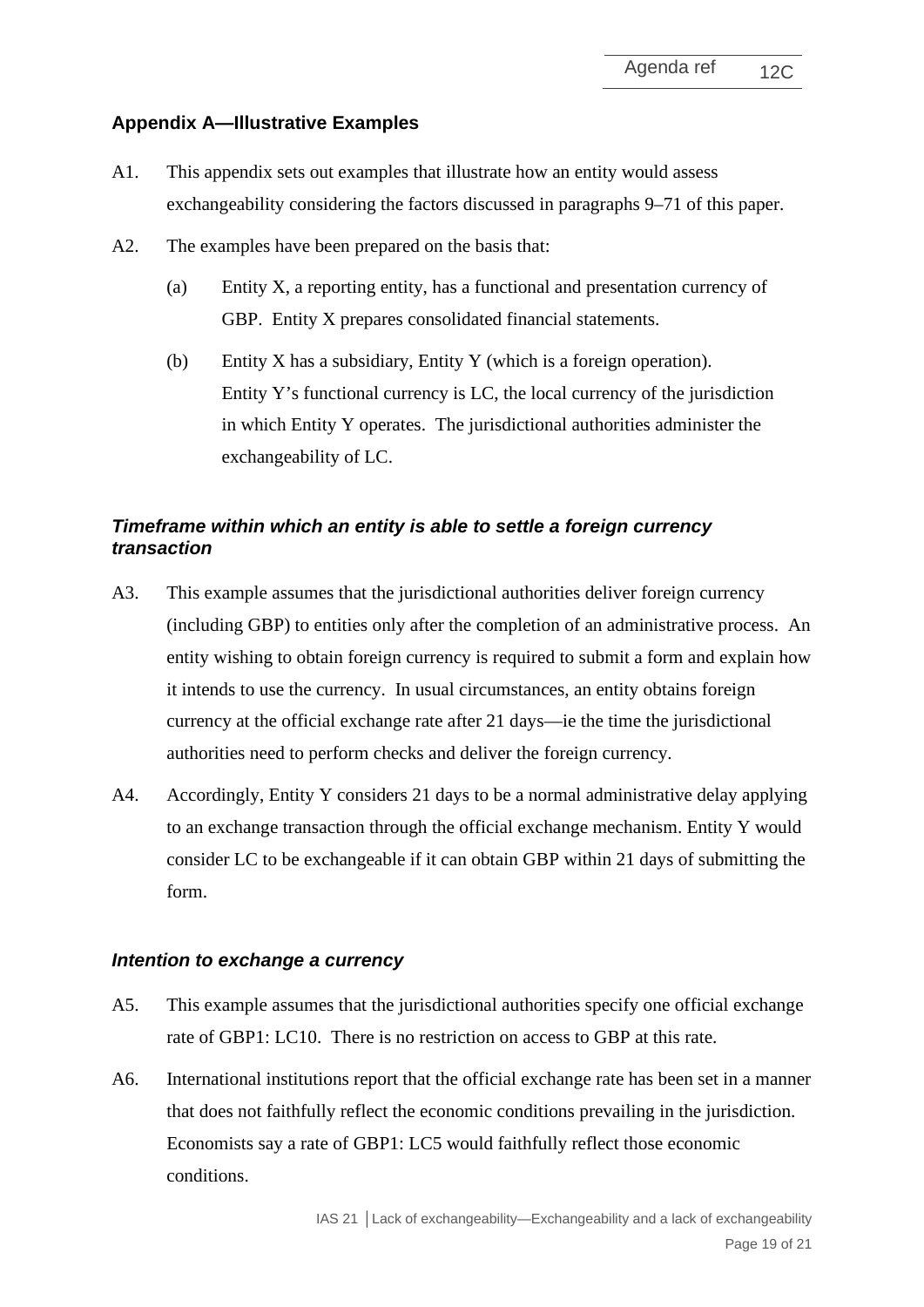## Appendix A—Illustrative Examples

A1. This appendix sets out examples that illustrate how an entity would assess exchangeability considering the factors discussed in paragraphs 9–71 of this paper.

A2. The examples have been prepared on the basis that:

(a) Entity X, a reporting entity, has a functional and presentation currency of GBP. Entity X prepares consolidated financial statements.

(b) Entity X has a subsidiary, Entity Y (which is a foreign operation). Entity Y's functional currency is LC, the local currency of the jurisdiction in which Entity Y operates. The jurisdictional authorities administer the exchangeability of LC.

### *Timeframe within which an entity is able to settle a foreign currency transaction*

A3. This example assumes that the jurisdictional authorities deliver foreign currency (including GBP) to entities only after the completion of an administrative process. An entity wishing to obtain foreign currency is required to submit a form and explain how it intends to use the currency. In usual circumstances, an entity obtains foreign currency at the official exchange rate after 21 days—ie the time the jurisdictional authorities need to perform checks and deliver the foreign currency.

A4. Accordingly, Entity Y considers 21 days to be a normal administrative delay applying to an exchange transaction through the official exchange mechanism. Entity Y would consider LC to be exchangeable if it can obtain GBP within 21 days of submitting the form.

### *Intention to exchange a currency*

A5. This example assumes that the jurisdictional authorities specify one official exchange rate of GBP1: LC10. There is no restriction on access to GBP at this rate.

A6. International institutions report that the official exchange rate has been set in a manner that does not faithfully reflect the economic conditions prevailing in the jurisdiction. Economists say a rate of GBP1: LC5 would faithfully reflect those economic conditions.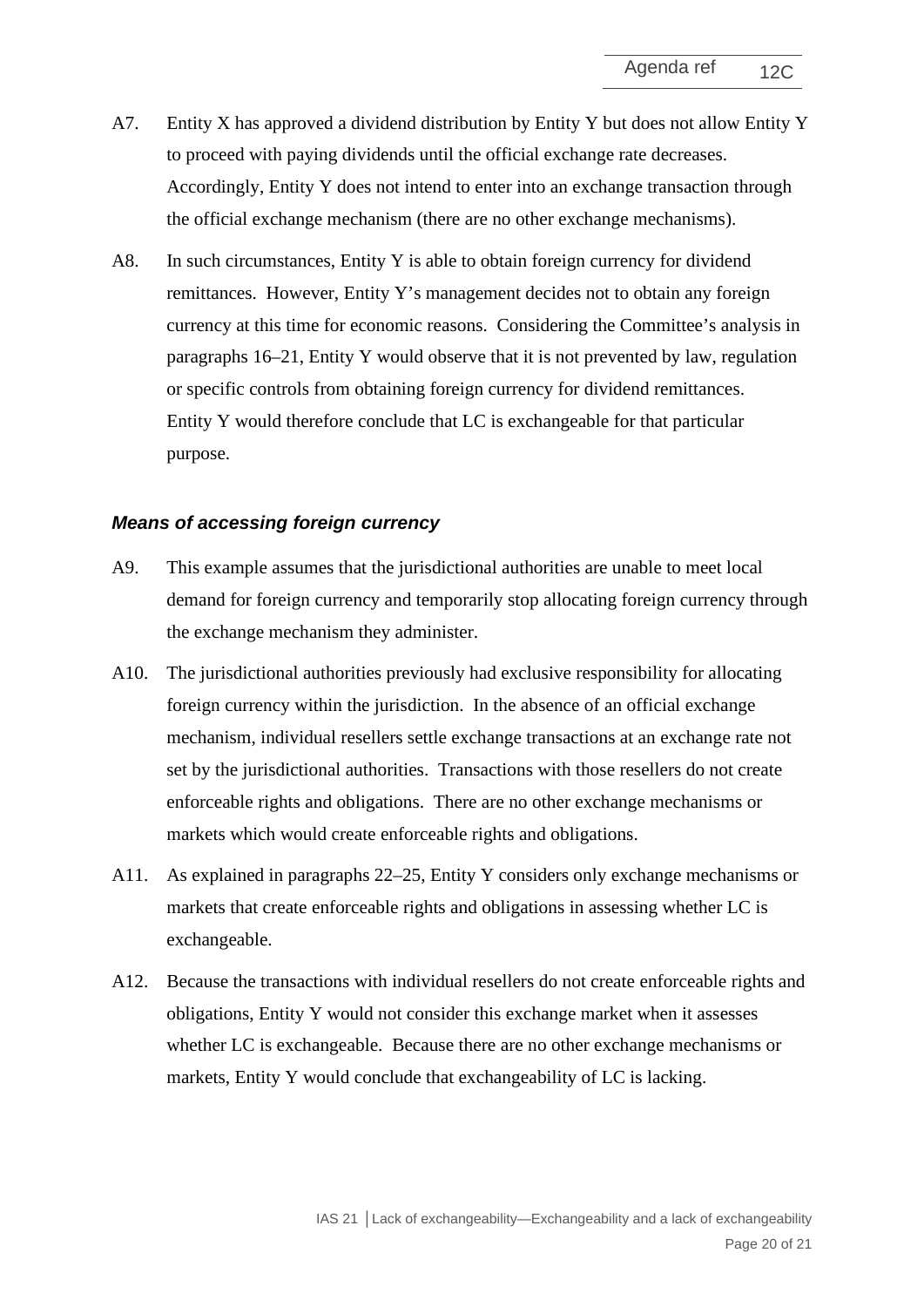A7. Entity X has approved a dividend distribution by Entity Y but does not allow Entity Y to proceed with paying dividends until the official exchange rate decreases. Accordingly, Entity Y does not intend to enter into an exchange transaction through the official exchange mechanism (there are no other exchange mechanisms).

A8. In such circumstances, Entity Y is able to obtain foreign currency for dividend remittances. However, Entity Y's management decides not to obtain any foreign currency at this time for economic reasons. Considering the Committee's analysis in paragraphs 16–21, Entity Y would observe that it is not prevented by law, regulation or specific controls from obtaining foreign currency for dividend remittances. Entity Y would therefore conclude that LC is exchangeable for that particular purpose.

### *Means of accessing foreign currency*

A9. This example assumes that the jurisdictional authorities are unable to meet local demand for foreign currency and temporarily stop allocating foreign currency through the exchange mechanism they administer.

A10. The jurisdictional authorities previously had exclusive responsibility for allocating foreign currency within the jurisdiction. In the absence of an official exchange mechanism, individual resellers settle exchange transactions at an exchange rate not set by the jurisdictional authorities. Transactions with those resellers do not create enforceable rights and obligations. There are no other exchange mechanisms or markets which would create enforceable rights and obligations.

A11. As explained in paragraphs 22–25, Entity Y considers only exchange mechanisms or markets that create enforceable rights and obligations in assessing whether LC is exchangeable.

A12. Because the transactions with individual resellers do not create enforceable rights and obligations, Entity Y would not consider this exchange market when it assesses whether LC is exchangeable. Because there are no other exchange mechanisms or markets, Entity Y would conclude that exchangeability of LC is lacking.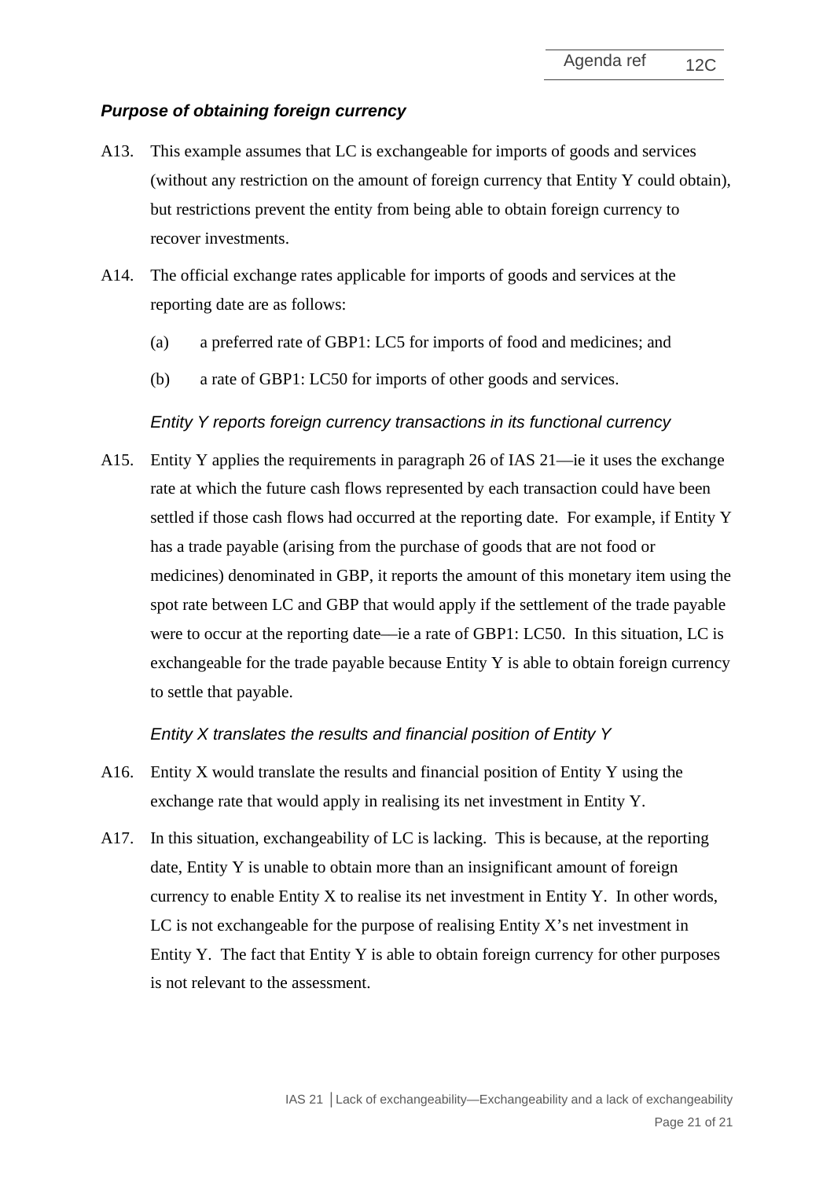### *Purpose of obtaining foreign currency*

A13. This example assumes that LC is exchangeable for imports of goods and services (without any restriction on the amount of foreign currency that Entity Y could obtain), but restrictions prevent the entity from being able to obtain foreign currency to recover investments.

A14. The official exchange rates applicable for imports of goods and services at the reporting date are as follows:

(a) a preferred rate of GBP1: LC5 for imports of food and medicines; and

(b) a rate of GBP1: LC50 for imports of other goods and services.

*Entity Y reports foreign currency transactions in its functional currency*

A15. Entity Y applies the requirements in paragraph 26 of IAS 21—ie it uses the exchange rate at which the future cash flows represented by each transaction could have been settled if those cash flows had occurred at the reporting date. For example, if Entity Y has a trade payable (arising from the purchase of goods that are not food or medicines) denominated in GBP, it reports the amount of this monetary item using the spot rate between LC and GBP that would apply if the settlement of the trade payable were to occur at the reporting date—ie a rate of GBP1: LC50. In this situation, LC is exchangeable for the trade payable because Entity Y is able to obtain foreign currency to settle that payable.

*Entity X translates the results and financial position of Entity Y*

A16. Entity X would translate the results and financial position of Entity Y using the exchange rate that would apply in realising its net investment in Entity Y.

A17. In this situation, exchangeability of LC is lacking. This is because, at the reporting date, Entity Y is unable to obtain more than an insignificant amount of foreign currency to enable Entity X to realise its net investment in Entity Y. In other words, LC is not exchangeable for the purpose of realising Entity X's net investment in Entity Y. The fact that Entity Y is able to obtain foreign currency for other purposes is not relevant to the assessment.